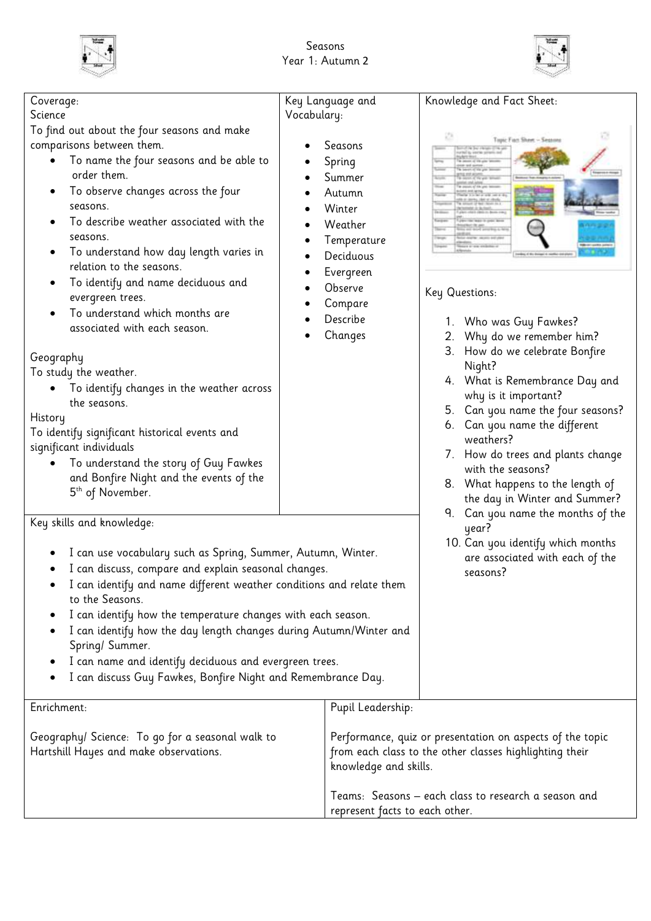# Seasons
## Year 1: Autumn 2

### Coverage:

**Science**

To find out about the four seasons and make comparisons between them.

- To name the four seasons and be able to order them.
- To observe changes across the four seasons.
- To describe weather associated with the seasons.
- To understand how day length varies in relation to the seasons.
- To identify and name deciduous and evergreen trees.
- To understand which months are associated with each season.

**Geography**

To study the weather.

- To identify changes in the weather across the seasons.

**History**

To identify significant historical events and significant individuals

- To understand the story of Guy Fawkes and Bonfire Night and the events of the 5th of November.

### Key Language and Vocabulary:

- Seasons
- Spring
- Summer
- Autumn
- Winter
- Weather
- Temperature
- Deciduous
- Evergreen
- Observe
- Compare
- Describe
- Changes

### Knowledge and Fact Sheet:

### Key Questions:

1. Who was Guy Fawkes?
2. Why do we remember him?
3. How do we celebrate Bonfire Night?
4. What is Remembrance Day and why is it important?
5. Can you name the four seasons?
6. Can you name the different weathers?
7. How do trees and plants change with the seasons?
8. What happens to the length of the day in Winter and Summer?
9. Can you name the months of the year?
10. Can you identify which months are associated with each of the seasons?

### Key skills and knowledge:

- I can use vocabulary such as Spring, Summer, Autumn, Winter.
- I can discuss, compare and explain seasonal changes.
- I can identify and name different weather conditions and relate them to the Seasons.
- I can identify how the temperature changes with each season.
- I can identify how the day length changes during Autumn/Winter and Spring/ Summer.
- I can name and identify deciduous and evergreen trees.
- I can discuss Guy Fawkes, Bonfire Night and Remembrance Day.

### Enrichment:

Geography/ Science: To go for a seasonal walk to Hartshill Hayes and make observations.

### Pupil Leadership:

Performance, quiz or presentation on aspects of the topic from each class to the other classes highlighting their knowledge and skills.

Teams: Seasons – each class to research a season and represent facts to each other.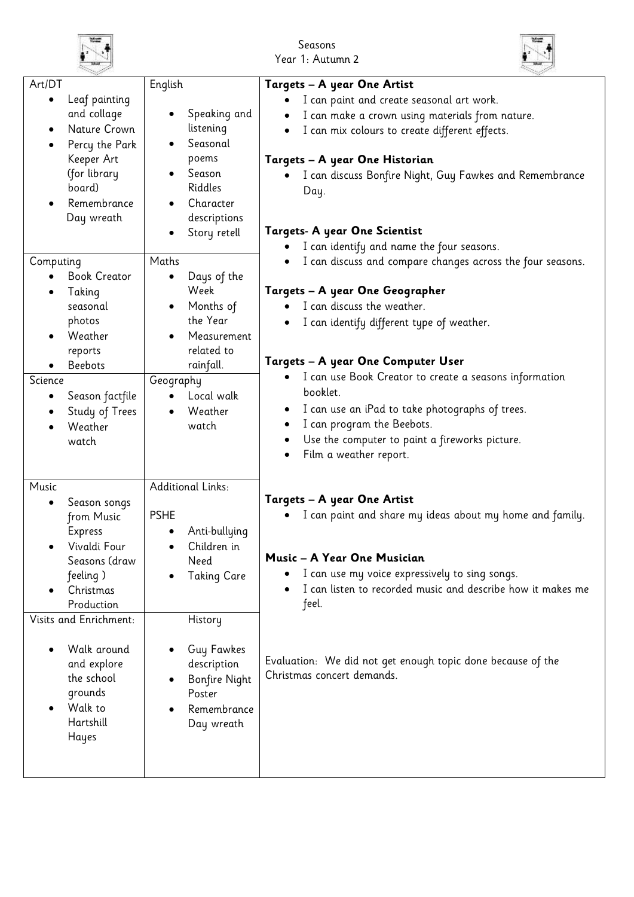Seasons
Year 1: Autumn 2

Art/DT

- Leaf painting and collage
- Nature Crown
- Percy the Park Keeper Art (for library board)
- Remembrance Day wreath

English

- Speaking and listening
- Seasonal poems
- Season Riddles
- Character descriptions
- Story retell

Computing

- Book Creator
- Taking seasonal photos
- Weather reports
- Beebots

Maths

- Days of the Week
- Months of the Year
- Measurement related to rainfall.

Science

- Season factfile
- Study of Trees
- Weather watch

Geography

- Local walk
- Weather watch

Music

- Season songs from Music Express
- Vivaldi Four Seasons (draw feeling )
- Christmas Production

Additional Links:

PSHE

- Anti-bullying
- Children in Need
- Taking Care

Visits and Enrichment:

- Walk around and explore the school grounds
- Walk to Hartshill Hayes

History

- Guy Fawkes description
- Bonfire Night Poster
- Remembrance Day wreath

**Targets – A year One Artist**

- I can paint and create seasonal art work.
- I can make a crown using materials from nature.
- I can mix colours to create different effects.

**Targets – A year One Historian**

- I can discuss Bonfire Night, Guy Fawkes and Remembrance Day.

**Targets- A year One Scientist**

- I can identify and name the four seasons.
- I can discuss and compare changes across the four seasons.

**Targets – A year One Geographer**

- I can discuss the weather.
- I can identify different type of weather.

**Targets – A year One Computer User**

- I can use Book Creator to create a seasons information booklet.
- I can use an iPad to take photographs of trees.
- I can program the Beebots.
- Use the computer to paint a fireworks picture.
- Film a weather report.

**Targets – A year One Artist**

- I can paint and share my ideas about my home and family.

**Music – A Year One Musician**

- I can use my voice expressively to sing songs.
- I can listen to recorded music and describe how it makes me feel.

Evaluation: We did not get enough topic done because of the Christmas concert demands.